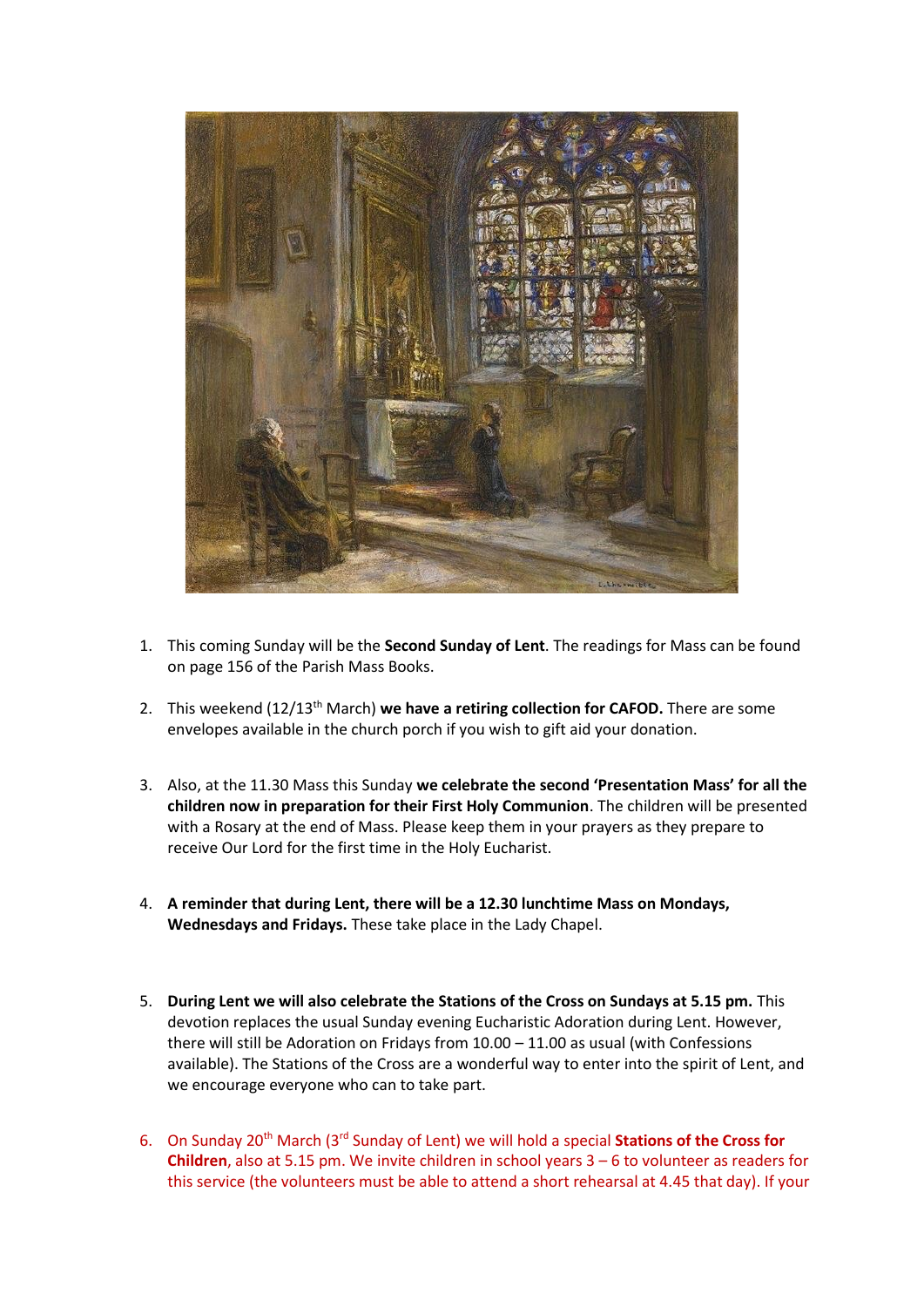1. This coming Sunday will be the **Second Sunday of Lent**. The readings for Mass can be found on page 156 of the Parish Mass Books.

2. This weekend (12/13th March) **we have a retiring collection for CAFOD.** There are some envelopes available in the church porch if you wish to gift aid your donation.

3. Also, at the 11.30 Mass this Sunday **we celebrate the second 'Presentation Mass' for all the children now in preparation for their First Holy Communion**. The children will be presented with a Rosary at the end of Mass. Please keep them in your prayers as they prepare to receive Our Lord for the first time in the Holy Eucharist.

4. **A reminder that during Lent, there will be a 12.30 lunchtime Mass on Mondays, Wednesdays and Fridays.** These take place in the Lady Chapel.

5. **During Lent we will also celebrate the Stations of the Cross on Sundays at 5.15 pm.** This devotion replaces the usual Sunday evening Eucharistic Adoration during Lent. However, there will still be Adoration on Fridays from 10.00 – 11.00 as usual (with Confessions available). The Stations of the Cross are a wonderful way to enter into the spirit of Lent, and we encourage everyone who can to take part.

6. On Sunday 20th March (3rd Sunday of Lent) we will hold a special **Stations of the Cross for Children**, also at 5.15 pm. We invite children in school years 3 – 6 to volunteer as readers for this service (the volunteers must be able to attend a short rehearsal at 4.45 that day). If your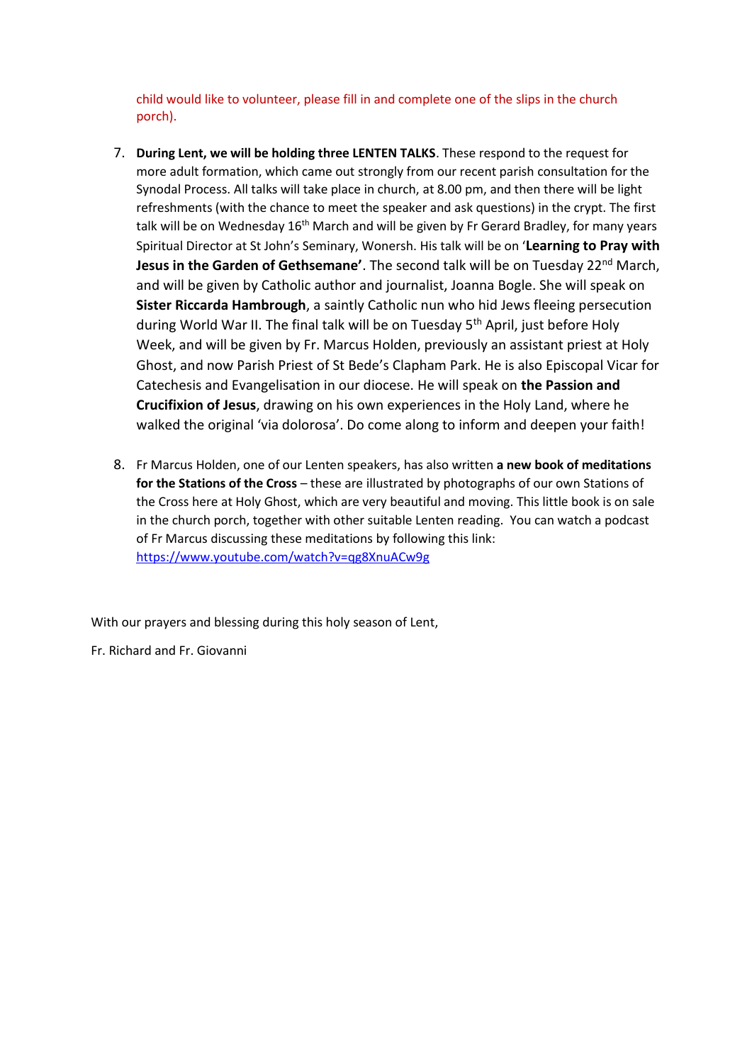child would like to volunteer, please fill in and complete one of the slips in the church porch).

7. **During Lent, we will be holding three LENTEN TALKS**. These respond to the request for more adult formation, which came out strongly from our recent parish consultation for the Synodal Process. All talks will take place in church, at 8.00 pm, and then there will be light refreshments (with the chance to meet the speaker and ask questions) in the crypt. The first talk will be on Wednesday 16th March and will be given by Fr Gerard Bradley, for many years Spiritual Director at St John's Seminary, Wonersh. His talk will be on '**Learning to Pray with Jesus in the Garden of Gethsemane'**. The second talk will be on Tuesday 22nd March, and will be given by Catholic author and journalist, Joanna Bogle. She will speak on **Sister Riccarda Hambrough**, a saintly Catholic nun who hid Jews fleeing persecution during World War II. The final talk will be on Tuesday 5th April, just before Holy Week, and will be given by Fr. Marcus Holden, previously an assistant priest at Holy Ghost, and now Parish Priest of St Bede's Clapham Park. He is also Episcopal Vicar for Catechesis and Evangelisation in our diocese. He will speak on **the Passion and Crucifixion of Jesus**, drawing on his own experiences in the Holy Land, where he walked the original 'via dolorosa'. Do come along to inform and deepen your faith!

8. Fr Marcus Holden, one of our Lenten speakers, has also written **a new book of meditations for the Stations of the Cross** – these are illustrated by photographs of our own Stations of the Cross here at Holy Ghost, which are very beautiful and moving. This little book is on sale in the church porch, together with other suitable Lenten reading. You can watch a podcast of Fr Marcus discussing these meditations by following this link: https://www.youtube.com/watch?v=qg8XnuACw9g

With our prayers and blessing during this holy season of Lent,

Fr. Richard and Fr. Giovanni